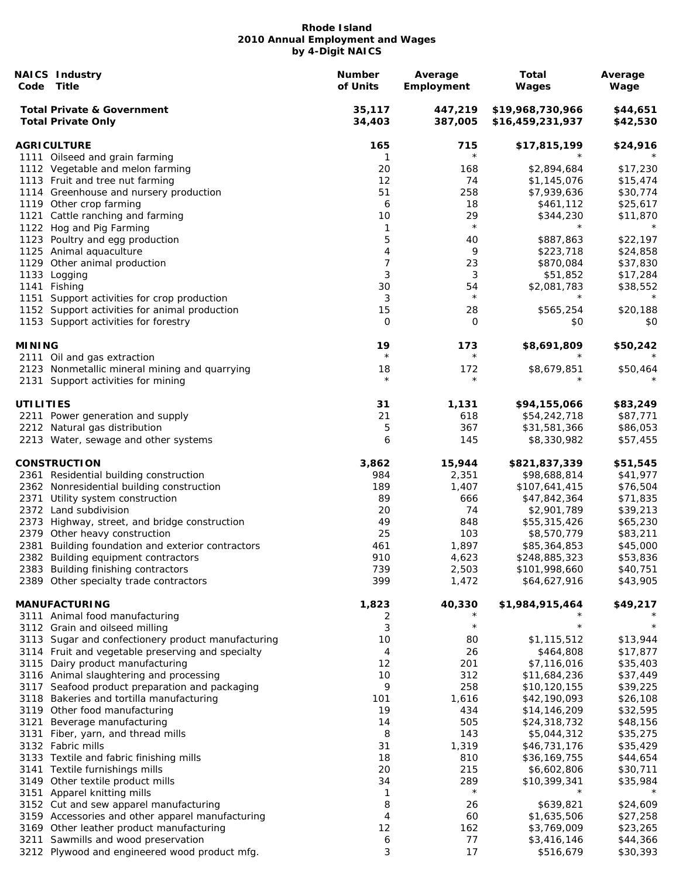# Rhode Island
## 2010 Annual Employment and Wages
### by 4-Digit NAICS

| NAICS Code | Industry Title | Number of Units | Average Employment | Total Wages | Average Wage |
|---|---|---|---|---|---|
| | **Total Private & Government** | **35,117** | **447,219** | **$19,968,730,966** | **$44,651** |
| | **Total Private Only** | **34,403** | **387,005** | **$16,459,231,937** | **$42,530** |
| | **AGRICULTURE** | **165** | **715** | **$17,815,199** | **$24,916** |
| 1111 | Oilseed and grain farming | 1 | * | * | * |
| 1112 | Vegetable and melon farming | 20 | 168 | $2,894,684 | $17,230 |
| 1113 | Fruit and tree nut farming | 12 | 74 | $1,145,076 | $15,474 |
| 1114 | Greenhouse and nursery production | 51 | 258 | $7,939,636 | $30,774 |
| 1119 | Other crop farming | 6 | 18 | $461,112 | $25,617 |
| 1121 | Cattle ranching and farming | 10 | 29 | $344,230 | $11,870 |
| 1122 | Hog and Pig Farming | 1 | * | * | * |
| 1123 | Poultry and egg production | 5 | 40 | $887,863 | $22,197 |
| 1125 | Animal aquaculture | 4 | 9 | $223,718 | $24,858 |
| 1129 | Other animal production | 7 | 23 | $870,084 | $37,830 |
| 1133 | Logging | 3 | 3 | $51,852 | $17,284 |
| 1141 | Fishing | 30 | 54 | $2,081,783 | $38,552 |
| 1151 | Support activities for crop production | 3 | * | * | * |
| 1152 | Support activities for animal production | 15 | 28 | $565,254 | $20,188 |
| 1153 | Support activities for forestry | 0 | 0 | $0 | $0 |
| | **MINING** | **19** | **173** | **$8,691,809** | **$50,242** |
| 2111 | Oil and gas extraction | * | * | * | * |
| 2123 | Nonmetallic mineral mining and quarrying | 18 | 172 | $8,679,851 | $50,464 |
| 2131 | Support activities for mining | * | * | * | * |
| | **UTILITIES** | **31** | **1,131** | **$94,155,066** | **$83,249** |
| 2211 | Power generation and supply | 21 | 618 | $54,242,718 | $87,771 |
| 2212 | Natural gas distribution | 5 | 367 | $31,581,366 | $86,053 |
| 2213 | Water, sewage and other systems | 6 | 145 | $8,330,982 | $57,455 |
| | **CONSTRUCTION** | **3,862** | **15,944** | **$821,837,339** | **$51,545** |
| 2361 | Residential building construction | 984 | 2,351 | $98,688,814 | $41,977 |
| 2362 | Nonresidential building construction | 189 | 1,407 | $107,641,415 | $76,504 |
| 2371 | Utility system construction | 89 | 666 | $47,842,364 | $71,835 |
| 2372 | Land subdivision | 20 | 74 | $2,901,789 | $39,213 |
| 2373 | Highway, street, and bridge construction | 49 | 848 | $55,315,426 | $65,230 |
| 2379 | Other heavy construction | 25 | 103 | $8,570,779 | $83,211 |
| 2381 | Building foundation and exterior contractors | 461 | 1,897 | $85,364,853 | $45,000 |
| 2382 | Building equipment contractors | 910 | 4,623 | $248,885,323 | $53,836 |
| 2383 | Building finishing contractors | 739 | 2,503 | $101,998,660 | $40,751 |
| 2389 | Other specialty trade contractors | 399 | 1,472 | $64,627,916 | $43,905 |
| | **MANUFACTURING** | **1,823** | **40,330** | **$1,984,915,464** | **$49,217** |
| 3111 | Animal food manufacturing | 2 | * | * | * |
| 3112 | Grain and oilseed milling | 3 | * | * | * |
| 3113 | Sugar and confectionery product manufacturing | 10 | 80 | $1,115,512 | $13,944 |
| 3114 | Fruit and vegetable preserving and specialty | 4 | 26 | $464,808 | $17,877 |
| 3115 | Dairy product manufacturing | 12 | 201 | $7,116,016 | $35,403 |
| 3116 | Animal slaughtering and processing | 10 | 312 | $11,684,236 | $37,449 |
| 3117 | Seafood product preparation and packaging | 9 | 258 | $10,120,155 | $39,225 |
| 3118 | Bakeries and tortilla manufacturing | 101 | 1,616 | $42,190,093 | $26,108 |
| 3119 | Other food manufacturing | 19 | 434 | $14,146,209 | $32,595 |
| 3121 | Beverage manufacturing | 14 | 505 | $24,318,732 | $48,156 |
| 3131 | Fiber, yarn, and thread mills | 8 | 143 | $5,044,312 | $35,275 |
| 3132 | Fabric mills | 31 | 1,319 | $46,731,176 | $35,429 |
| 3133 | Textile and fabric finishing mills | 18 | 810 | $36,169,755 | $44,654 |
| 3141 | Textile furnishings mills | 20 | 215 | $6,602,806 | $30,711 |
| 3149 | Other textile product mills | 34 | 289 | $10,399,341 | $35,984 |
| 3151 | Apparel knitting mills | 1 | * | * | * |
| 3152 | Cut and sew apparel manufacturing | 8 | 26 | $639,821 | $24,609 |
| 3159 | Accessories and other apparel manufacturing | 4 | 60 | $1,635,506 | $27,258 |
| 3169 | Other leather product manufacturing | 12 | 162 | $3,769,009 | $23,265 |
| 3211 | Sawmills and wood preservation | 6 | 77 | $3,416,146 | $44,366 |
| 3212 | Plywood and engineered wood product mfg. | 3 | 17 | $516,679 | $30,393 |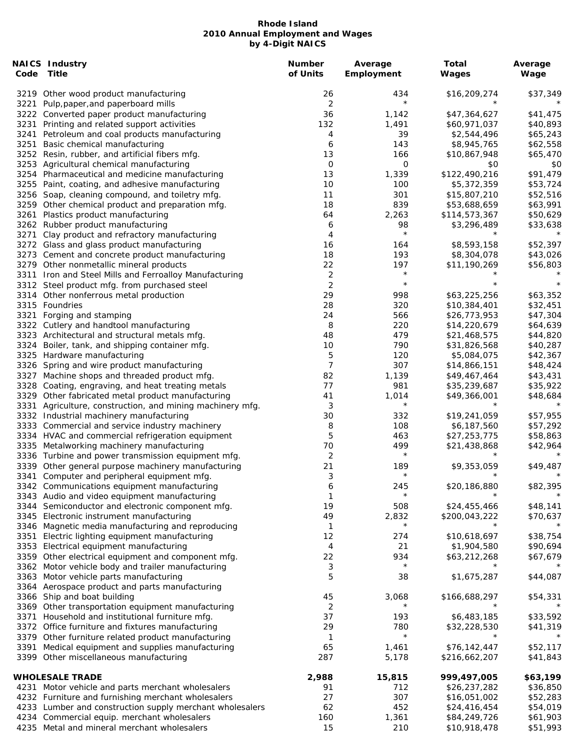**Rhode Island**
**2010 Annual Employment and Wages**
**by 4-Digit NAICS**

| NAICS Code | Industry Title | Number of Units | Average Employment | Total Wages | Average Wage |
|---|---|---|---|---|---|
| 3219 | Other wood product manufacturing | 26 | 434 | $16,209,274 | $37,349 |
| 3221 | Pulp,paper,and paperboard mills | 2 | * | * | * |
| 3222 | Converted paper product manufacturing | 36 | 1,142 | $47,364,627 | $41,475 |
| 3231 | Printing and related support activities | 132 | 1,491 | $60,971,037 | $40,893 |
| 3241 | Petroleum and coal products manufacturing | 4 | 39 | $2,544,496 | $65,243 |
| 3251 | Basic chemical manufacturing | 6 | 143 | $8,945,765 | $62,558 |
| 3252 | Resin, rubber, and artificial fibers mfg. | 13 | 166 | $10,867,948 | $65,470 |
| 3253 | Agricultural chemical manufacturing | 0 | 0 | $0 | $0 |
| 3254 | Pharmaceutical and medicine manufacturing | 13 | 1,339 | $122,490,216 | $91,479 |
| 3255 | Paint, coating, and adhesive manufacturing | 10 | 100 | $5,372,359 | $53,724 |
| 3256 | Soap, cleaning compound, and toiletry mfg. | 11 | 301 | $15,807,210 | $52,516 |
| 3259 | Other chemical product and preparation mfg. | 18 | 839 | $53,688,659 | $63,991 |
| 3261 | Plastics product manufacturing | 64 | 2,263 | $114,573,367 | $50,629 |
| 3262 | Rubber product manufacturing | 6 | 98 | $3,296,489 | $33,638 |
| 3271 | Clay product and refractory manufacturing | 4 | * | * | * |
| 3272 | Glass and glass product manufacturing | 16 | 164 | $8,593,158 | $52,397 |
| 3273 | Cement and concrete product manufacturing | 18 | 193 | $8,304,078 | $43,026 |
| 3279 | Other nonmetallic mineral products | 22 | 197 | $11,190,269 | $56,803 |
| 3311 | Iron and Steel Mills and Ferroalloy Manufacturing | 2 | * | * | * |
| 3312 | Steel product mfg. from purchased steel | 2 | * | * | * |
| 3314 | Other nonferrous metal production | 29 | 998 | $63,225,256 | $63,352 |
| 3315 | Foundries | 28 | 320 | $10,384,401 | $32,451 |
| 3321 | Forging and stamping | 24 | 566 | $26,773,953 | $47,304 |
| 3322 | Cutlery and handtool manufacturing | 8 | 220 | $14,220,679 | $64,639 |
| 3323 | Architectural and structural metals mfg. | 48 | 479 | $21,468,575 | $44,820 |
| 3324 | Boiler, tank, and shipping container mfg. | 10 | 790 | $31,826,568 | $40,287 |
| 3325 | Hardware manufacturing | 5 | 120 | $5,084,075 | $42,367 |
| 3326 | Spring and wire product manufacturing | 7 | 307 | $14,866,151 | $48,424 |
| 3327 | Machine shops and threaded product mfg. | 82 | 1,139 | $49,467,464 | $43,431 |
| 3328 | Coating, engraving, and heat treating metals | 77 | 981 | $35,239,687 | $35,922 |
| 3329 | Other fabricated metal product manufacturing | 41 | 1,014 | $49,366,001 | $48,684 |
| 3331 | Agriculture, construction, and mining machinery mfg. | 3 | * | * | * |
| 3332 | Industrial machinery manufacturing | 30 | 332 | $19,241,059 | $57,955 |
| 3333 | Commercial and service industry machinery | 8 | 108 | $6,187,560 | $57,292 |
| 3334 | HVAC and commercial refrigeration equipment | 5 | 463 | $27,253,775 | $58,863 |
| 3335 | Metalworking machinery manufacturing | 70 | 499 | $21,438,868 | $42,964 |
| 3336 | Turbine and power transmission equipment mfg. | 2 | * | * | * |
| 3339 | Other general purpose machinery manufacturing | 21 | 189 | $9,353,059 | $49,487 |
| 3341 | Computer and peripheral equipment mfg. | 3 | * | * | * |
| 3342 | Communications equipment manufacturing | 6 | 245 | $20,186,880 | $82,395 |
| 3343 | Audio and video equipment manufacturing | 1 | * | * | * |
| 3344 | Semiconductor and electronic component mfg. | 19 | 508 | $24,455,466 | $48,141 |
| 3345 | Electronic instrument manufacturing | 49 | 2,832 | $200,043,222 | $70,637 |
| 3346 | Magnetic media manufacturing and reproducing | 1 | * | * | * |
| 3351 | Electric lighting equipment manufacturing | 12 | 274 | $10,618,697 | $38,754 |
| 3353 | Electrical equipment manufacturing | 4 | 21 | $1,904,580 | $90,694 |
| 3359 | Other electrical equipment and component mfg. | 22 | 934 | $63,212,268 | $67,679 |
| 3362 | Motor vehicle body and trailer manufacturing | 3 | * | * | * |
| 3363 | Motor vehicle parts manufacturing | 5 | 38 | $1,675,287 | $44,087 |
| 3364 | Aerospace product and parts manufacturing | | | | |
| 3366 | Ship and boat building | 45 | 3,068 | $166,688,297 | $54,331 |
| 3369 | Other transportation equipment manufacturing | 2 | * | * | * |
| 3371 | Household and institutional furniture mfg. | 37 | 193 | $6,483,185 | $33,592 |
| 3372 | Office furniture and fixtures manufacturing | 29 | 780 | $32,228,530 | $41,319 |
| 3379 | Other furniture related product manufacturing | 1 | * | * | * |
| 3391 | Medical equipment and supplies manufacturing | 65 | 1,461 | $76,142,447 | $52,117 |
| 3399 | Other miscellaneous manufacturing | 287 | 5,178 | $216,662,207 | $41,843 |
| **WHOLESALE TRADE** | | **2,988** | **15,815** | **999,497,005** | **$63,199** |
| 4231 | Motor vehicle and parts merchant wholesalers | 91 | 712 | $26,237,282 | $36,850 |
| 4232 | Furniture and furnishing merchant wholesalers | 27 | 307 | $16,051,002 | $52,283 |
| 4233 | Lumber and construction supply merchant wholesalers | 62 | 452 | $24,416,454 | $54,019 |
| 4234 | Commercial equip. merchant wholesalers | 160 | 1,361 | $84,249,726 | $61,903 |
| 4235 | Metal and mineral merchant wholesalers | 15 | 210 | $10,918,478 | $51,993 |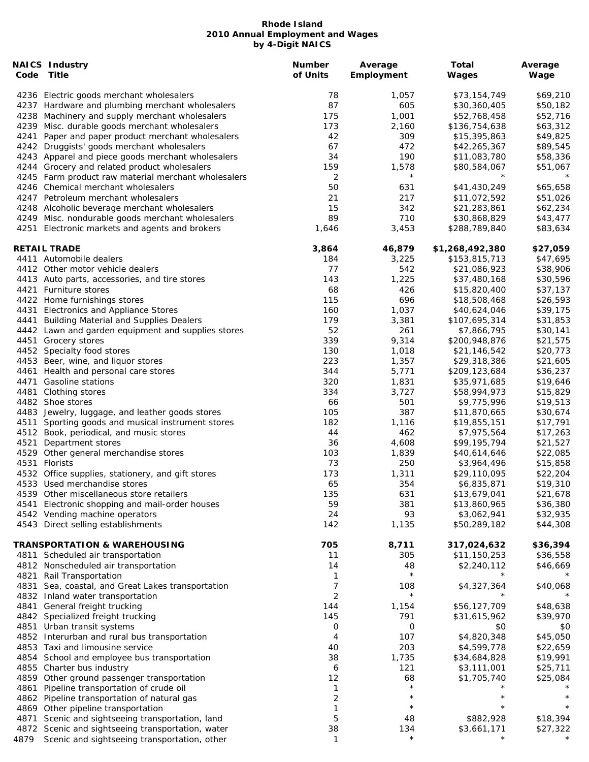**Rhode Island**
**2010 Annual Employment and Wages**
**by 4-Digit NAICS**

| NAICS Code | Industry Title | Number of Units | Average Employment | Total Wages | Average Wage |
|---|---|---|---|---|---|
| 4236 | Electric goods merchant wholesalers | 78 | 1,057 | $73,154,749 | $69,210 |
| 4237 | Hardware and plumbing merchant wholesalers | 87 | 605 | $30,360,405 | $50,182 |
| 4238 | Machinery and supply merchant wholesalers | 175 | 1,001 | $52,768,458 | $52,716 |
| 4239 | Misc. durable goods merchant wholesalers | 173 | 2,160 | $136,754,638 | $63,312 |
| 4241 | Paper and paper product merchant wholesalers | 42 | 309 | $15,395,863 | $49,825 |
| 4242 | Druggists' goods merchant wholesalers | 67 | 472 | $42,265,367 | $89,545 |
| 4243 | Apparel and piece goods merchant wholesalers | 34 | 190 | $11,083,780 | $58,336 |
| 4244 | Grocery and related product wholesalers | 159 | 1,578 | $80,584,067 | $51,067 |
| 4245 | Farm product raw material merchant wholesalers | 2 | * | * | * |
| 4246 | Chemical merchant wholesalers | 50 | 631 | $41,430,249 | $65,658 |
| 4247 | Petroleum merchant wholesalers | 21 | 217 | $11,072,592 | $51,026 |
| 4248 | Alcoholic beverage merchant wholesalers | 15 | 342 | $21,283,861 | $62,234 |
| 4249 | Misc. nondurable goods merchant wholesalers | 89 | 710 | $30,868,829 | $43,477 |
| 4251 | Electronic markets and agents and brokers | 1,646 | 3,453 | $288,789,840 | $83,634 |
| | **RETAIL TRADE** | **3,864** | **46,879** | **$1,268,492,380** | **$27,059** |
| 4411 | Automobile dealers | 184 | 3,225 | $153,815,713 | $47,695 |
| 4412 | Other motor vehicle dealers | 77 | 542 | $21,086,923 | $38,906 |
| 4413 | Auto parts, accessories, and tire stores | 143 | 1,225 | $37,480,168 | $30,596 |
| 4421 | Furniture stores | 68 | 426 | $15,820,400 | $37,137 |
| 4422 | Home furnishings stores | 115 | 696 | $18,508,468 | $26,593 |
| 4431 | Electronics and Appliance Stores | 160 | 1,037 | $40,624,046 | $39,175 |
| 4441 | Building Material and Supplies Dealers | 179 | 3,381 | $107,695,314 | $31,853 |
| 4442 | Lawn and garden equipment and supplies stores | 52 | 261 | $7,866,795 | $30,141 |
| 4451 | Grocery stores | 339 | 9,314 | $200,948,876 | $21,575 |
| 4452 | Specialty food stores | 130 | 1,018 | $21,146,542 | $20,773 |
| 4453 | Beer, wine, and liquor stores | 223 | 1,357 | $29,318,386 | $21,605 |
| 4461 | Health and personal care stores | 344 | 5,771 | $209,123,684 | $36,237 |
| 4471 | Gasoline stations | 320 | 1,831 | $35,971,685 | $19,646 |
| 4481 | Clothing stores | 334 | 3,727 | $58,994,973 | $15,829 |
| 4482 | Shoe stores | 66 | 501 | $9,775,996 | $19,513 |
| 4483 | Jewelry, luggage, and leather goods stores | 105 | 387 | $11,870,665 | $30,674 |
| 4511 | Sporting goods and musical instrument stores | 182 | 1,116 | $19,855,151 | $17,791 |
| 4512 | Book, periodical, and music stores | 44 | 462 | $7,975,564 | $17,263 |
| 4521 | Department stores | 36 | 4,608 | $99,195,794 | $21,527 |
| 4529 | Other general merchandise stores | 103 | 1,839 | $40,614,646 | $22,085 |
| 4531 | Florists | 73 | 250 | $3,964,496 | $15,858 |
| 4532 | Office supplies, stationery, and gift stores | 173 | 1,311 | $29,110,095 | $22,204 |
| 4533 | Used merchandise stores | 65 | 354 | $6,835,871 | $19,310 |
| 4539 | Other miscellaneous store retailers | 135 | 631 | $13,679,041 | $21,678 |
| 4541 | Electronic shopping and mail-order houses | 59 | 381 | $13,860,965 | $36,380 |
| 4542 | Vending machine operators | 24 | 93 | $3,062,941 | $32,935 |
| 4543 | Direct selling establishments | 142 | 1,135 | $50,289,182 | $44,308 |
| | **TRANSPORTATION & WAREHOUSING** | **705** | **8,711** | **317,024,632** | **$36,394** |
| 4811 | Scheduled air transportation | 11 | 305 | $11,150,253 | $36,558 |
| 4812 | Nonscheduled air transportation | 14 | 48 | $2,240,112 | $46,669 |
| 4821 | Rail Transportation | 1 | * | * | * |
| 4831 | Sea, coastal, and Great Lakes transportation | 7 | 108 | $4,327,364 | $40,068 |
| 4832 | Inland water transportation | 2 | * | * | * |
| 4841 | General freight trucking | 144 | 1,154 | $56,127,709 | $48,638 |
| 4842 | Specialized freight trucking | 145 | 791 | $31,615,962 | $39,970 |
| 4851 | Urban transit systems | 0 | 0 | $0 | $0 |
| 4852 | Interurban and rural bus transportation | 4 | 107 | $4,820,348 | $45,050 |
| 4853 | Taxi and limousine service | 40 | 203 | $4,599,778 | $22,659 |
| 4854 | School and employee bus transportation | 38 | 1,735 | $34,684,828 | $19,991 |
| 4855 | Charter bus industry | 6 | 121 | $3,111,001 | $25,711 |
| 4859 | Other ground passenger transportation | 12 | 68 | $1,705,740 | $25,084 |
| 4861 | Pipeline transportation of crude oil | 1 | * | * | * |
| 4862 | Pipeline transportation of natural gas | 2 | * | * | * |
| 4869 | Other pipeline transportation | 1 | * | * | * |
| 4871 | Scenic and sightseeing transportation, land | 5 | 48 | $882,928 | $18,394 |
| 4872 | Scenic and sightseeing transportation, water | 38 | 134 | $3,661,171 | $27,322 |
| 4879 | Scenic and sightseeing transportation, other | 1 | * | * | * |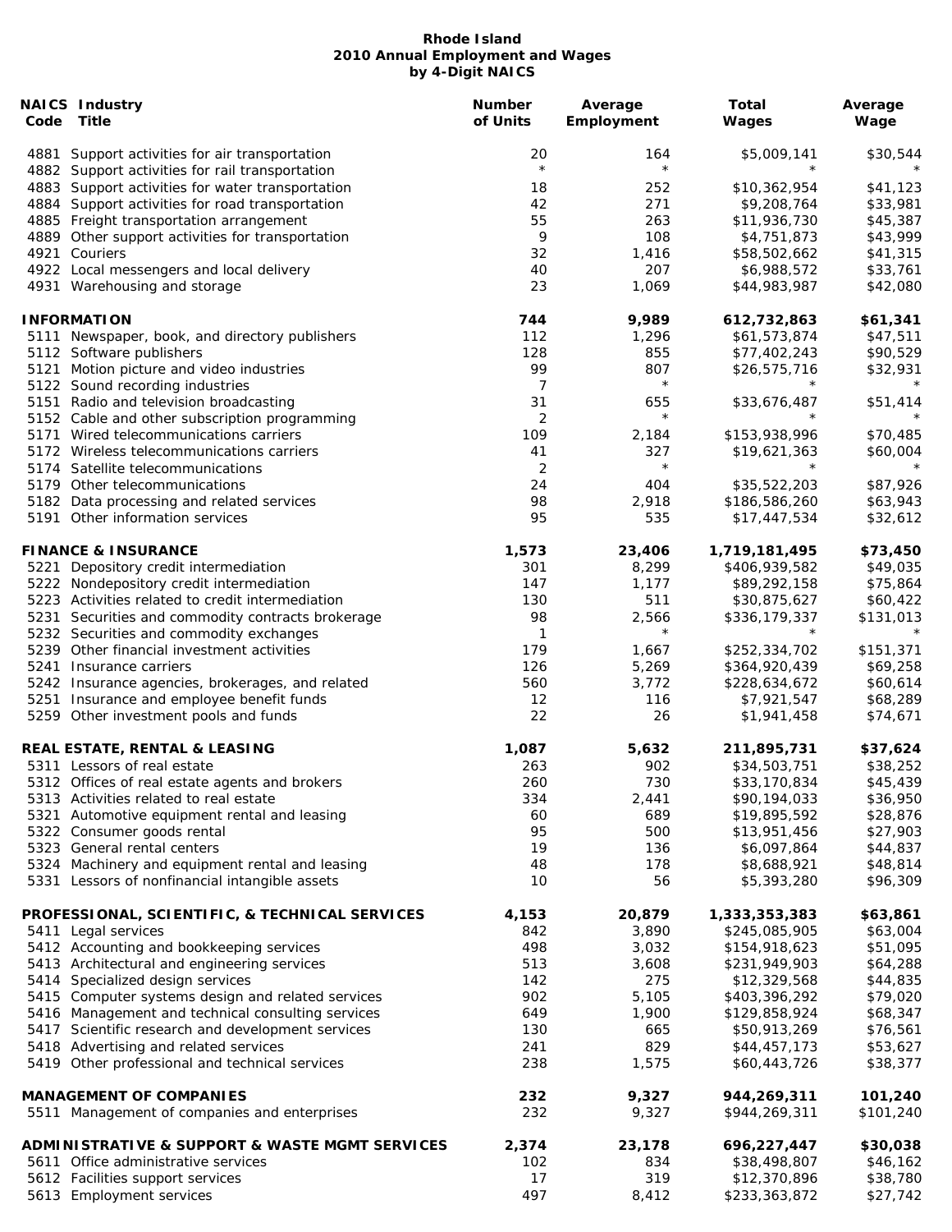# Rhode Island
## 2010 Annual Employment and Wages
### by 4-Digit NAICS

| NAICS Code | Industry Title | Number of Units | Average Employment | Total Wages | Average Wage |
|---|---|---|---|---|---|
| 4881 | Support activities for air transportation | 20 | 164 | $5,009,141 | $30,544 |
| 4882 | Support activities for rail transportation | * | * | * | * |
| 4883 | Support activities for water transportation | 18 | 252 | $10,362,954 | $41,123 |
| 4884 | Support activities for road transportation | 42 | 271 | $9,208,764 | $33,981 |
| 4885 | Freight transportation arrangement | 55 | 263 | $11,936,730 | $45,387 |
| 4889 | Other support activities for transportation | 9 | 108 | $4,751,873 | $43,999 |
| 4921 | Couriers | 32 | 1,416 | $58,502,662 | $41,315 |
| 4922 | Local messengers and local delivery | 40 | 207 | $6,988,572 | $33,761 |
| 4931 | Warehousing and storage | 23 | 1,069 | $44,983,987 | $42,080 |
| | **INFORMATION** | **744** | **9,989** | **612,732,863** | **$61,341** |
| 5111 | Newspaper, book, and directory publishers | 112 | 1,296 | $61,573,874 | $47,511 |
| 5112 | Software publishers | 128 | 855 | $77,402,243 | $90,529 |
| 5121 | Motion picture and video industries | 99 | 807 | $26,575,716 | $32,931 |
| 5122 | Sound recording industries | 7 | * | * | * |
| 5151 | Radio and television broadcasting | 31 | 655 | $33,676,487 | $51,414 |
| 5152 | Cable and other subscription programming | 2 | * | * | * |
| 5171 | Wired telecommunications carriers | 109 | 2,184 | $153,938,996 | $70,485 |
| 5172 | Wireless telecommunications carriers | 41 | 327 | $19,621,363 | $60,004 |
| 5174 | Satellite telecommunications | 2 | * | * | * |
| 5179 | Other telecommunications | 24 | 404 | $35,522,203 | $87,926 |
| 5182 | Data processing and related services | 98 | 2,918 | $186,586,260 | $63,943 |
| 5191 | Other information services | 95 | 535 | $17,447,534 | $32,612 |
| | **FINANCE & INSURANCE** | **1,573** | **23,406** | **1,719,181,495** | **$73,450** |
| 5221 | Depository credit intermediation | 301 | 8,299 | $406,939,582 | $49,035 |
| 5222 | Nondepository credit intermediation | 147 | 1,177 | $89,292,158 | $75,864 |
| 5223 | Activities related to credit intermediation | 130 | 511 | $30,875,627 | $60,422 |
| 5231 | Securities and commodity contracts brokerage | 98 | 2,566 | $336,179,337 | $131,013 |
| 5232 | Securities and commodity exchanges | 1 | * | * | * |
| 5239 | Other financial investment activities | 179 | 1,667 | $252,334,702 | $151,371 |
| 5241 | Insurance carriers | 126 | 5,269 | $364,920,439 | $69,258 |
| 5242 | Insurance agencies, brokerages, and related | 560 | 3,772 | $228,634,672 | $60,614 |
| 5251 | Insurance and employee benefit funds | 12 | 116 | $7,921,547 | $68,289 |
| 5259 | Other investment pools and funds | 22 | 26 | $1,941,458 | $74,671 |
| | **REAL ESTATE, RENTAL & LEASING** | **1,087** | **5,632** | **211,895,731** | **$37,624** |
| 5311 | Lessors of real estate | 263 | 902 | $34,503,751 | $38,252 |
| 5312 | Offices of real estate agents and brokers | 260 | 730 | $33,170,834 | $45,439 |
| 5313 | Activities related to real estate | 334 | 2,441 | $90,194,033 | $36,950 |
| 5321 | Automotive equipment rental and leasing | 60 | 689 | $19,895,592 | $28,876 |
| 5322 | Consumer goods rental | 95 | 500 | $13,951,456 | $27,903 |
| 5323 | General rental centers | 19 | 136 | $6,097,864 | $44,837 |
| 5324 | Machinery and equipment rental and leasing | 48 | 178 | $8,688,921 | $48,814 |
| 5331 | Lessors of nonfinancial intangible assets | 10 | 56 | $5,393,280 | $96,309 |
| | **PROFESSIONAL, SCIENTIFIC, & TECHNICAL SERVICES** | **4,153** | **20,879** | **1,333,353,383** | **$63,861** |
| 5411 | Legal services | 842 | 3,890 | $245,085,905 | $63,004 |
| 5412 | Accounting and bookkeeping services | 498 | 3,032 | $154,918,623 | $51,095 |
| 5413 | Architectural and engineering services | 513 | 3,608 | $231,949,903 | $64,288 |
| 5414 | Specialized design services | 142 | 275 | $12,329,568 | $44,835 |
| 5415 | Computer systems design and related services | 902 | 5,105 | $403,396,292 | $79,020 |
| 5416 | Management and technical consulting services | 649 | 1,900 | $129,858,924 | $68,347 |
| 5417 | Scientific research and development services | 130 | 665 | $50,913,269 | $76,561 |
| 5418 | Advertising and related services | 241 | 829 | $44,457,173 | $53,627 |
| 5419 | Other professional and technical services | 238 | 1,575 | $60,443,726 | $38,377 |
| | **MANAGEMENT OF COMPANIES** | **232** | **9,327** | **944,269,311** | **101,240** |
| 5511 | Management of companies and enterprises | 232 | 9,327 | $944,269,311 | $101,240 |
| | **ADMINISTRATIVE & SUPPORT & WASTE MGMT SERVICES** | **2,374** | **23,178** | **696,227,447** | **$30,038** |
| 5611 | Office administrative services | 102 | 834 | $38,498,807 | $46,162 |
| 5612 | Facilities support services | 17 | 319 | $12,370,896 | $38,780 |
| 5613 | Employment services | 497 | 8,412 | $233,363,872 | $27,742 |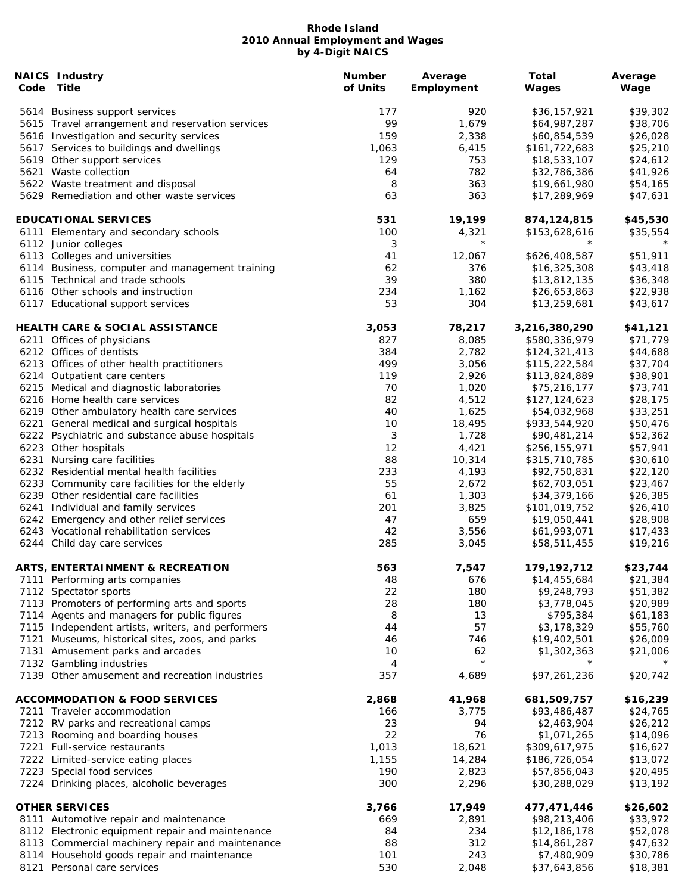**Rhode Island**
**2010 Annual Employment and Wages**
**by 4-Digit NAICS**

| NAICS Code | Industry Title | Number of Units | Average Employment | Total Wages | Average Wage |
|---|---|---|---|---|---|
| 5614 | Business support services | 177 | 920 | $36,157,921 | $39,302 |
| 5615 | Travel arrangement and reservation services | 99 | 1,679 | $64,987,287 | $38,706 |
| 5616 | Investigation and security services | 159 | 2,338 | $60,854,539 | $26,028 |
| 5617 | Services to buildings and dwellings | 1,063 | 6,415 | $161,722,683 | $25,210 |
| 5619 | Other support services | 129 | 753 | $18,533,107 | $24,612 |
| 5621 | Waste collection | 64 | 782 | $32,786,386 | $41,926 |
| 5622 | Waste treatment and disposal | 8 | 363 | $19,661,980 | $54,165 |
| 5629 | Remediation and other waste services | 63 | 363 | $17,289,969 | $47,631 |
| | **EDUCATIONAL SERVICES** | **531** | **19,199** | **874,124,815** | **$45,530** |
| 6111 | Elementary and secondary schools | 100 | 4,321 | $153,628,616 | $35,554 |
| 6112 | Junior colleges | 3 | * | * | * |
| 6113 | Colleges and universities | 41 | 12,067 | $626,408,587 | $51,911 |
| 6114 | Business, computer and management training | 62 | 376 | $16,325,308 | $43,418 |
| 6115 | Technical and trade schools | 39 | 380 | $13,812,135 | $36,348 |
| 6116 | Other schools and instruction | 234 | 1,162 | $26,653,863 | $22,938 |
| 6117 | Educational support services | 53 | 304 | $13,259,681 | $43,617 |
| | **HEALTH CARE & SOCIAL ASSISTANCE** | **3,053** | **78,217** | **3,216,380,290** | **$41,121** |
| 6211 | Offices of physicians | 827 | 8,085 | $580,336,979 | $71,779 |
| 6212 | Offices of dentists | 384 | 2,782 | $124,321,413 | $44,688 |
| 6213 | Offices of other health practitioners | 499 | 3,056 | $115,222,584 | $37,704 |
| 6214 | Outpatient care centers | 119 | 2,926 | $113,824,889 | $38,901 |
| 6215 | Medical and diagnostic laboratories | 70 | 1,020 | $75,216,177 | $73,741 |
| 6216 | Home health care services | 82 | 4,512 | $127,124,623 | $28,175 |
| 6219 | Other ambulatory health care services | 40 | 1,625 | $54,032,968 | $33,251 |
| 6221 | General medical and surgical hospitals | 10 | 18,495 | $933,544,920 | $50,476 |
| 6222 | Psychiatric and substance abuse hospitals | 3 | 1,728 | $90,481,214 | $52,362 |
| 6223 | Other hospitals | 12 | 4,421 | $256,155,971 | $57,941 |
| 6231 | Nursing care facilities | 88 | 10,314 | $315,710,785 | $30,610 |
| 6232 | Residential mental health facilities | 233 | 4,193 | $92,750,831 | $22,120 |
| 6233 | Community care facilities for the elderly | 55 | 2,672 | $62,703,051 | $23,467 |
| 6239 | Other residential care facilities | 61 | 1,303 | $34,379,166 | $26,385 |
| 6241 | Individual and family services | 201 | 3,825 | $101,019,752 | $26,410 |
| 6242 | Emergency and other relief services | 47 | 659 | $19,050,441 | $28,908 |
| 6243 | Vocational rehabilitation services | 42 | 3,556 | $61,993,071 | $17,433 |
| 6244 | Child day care services | 285 | 3,045 | $58,511,455 | $19,216 |
| | **ARTS, ENTERTAINMENT & RECREATION** | **563** | **7,547** | **179,192,712** | **$23,744** |
| 7111 | Performing arts companies | 48 | 676 | $14,455,684 | $21,384 |
| 7112 | Spectator sports | 22 | 180 | $9,248,793 | $51,382 |
| 7113 | Promoters of performing arts and sports | 28 | 180 | $3,778,045 | $20,989 |
| 7114 | Agents and managers for public figures | 8 | 13 | $795,384 | $61,183 |
| 7115 | Independent artists, writers, and performers | 44 | 57 | $3,178,329 | $55,760 |
| 7121 | Museums, historical sites, zoos, and parks | 46 | 746 | $19,402,501 | $26,009 |
| 7131 | Amusement parks and arcades | 10 | 62 | $1,302,363 | $21,006 |
| 7132 | Gambling industries | 4 | * | * | * |
| 7139 | Other amusement and recreation industries | 357 | 4,689 | $97,261,236 | $20,742 |
| | **ACCOMMODATION & FOOD SERVICES** | **2,868** | **41,968** | **681,509,757** | **$16,239** |
| 7211 | Traveler accommodation | 166 | 3,775 | $93,486,487 | $24,765 |
| 7212 | RV parks and recreational camps | 23 | 94 | $2,463,904 | $26,212 |
| 7213 | Rooming and boarding houses | 22 | 76 | $1,071,265 | $14,096 |
| 7221 | Full-service restaurants | 1,013 | 18,621 | $309,617,975 | $16,627 |
| 7222 | Limited-service eating places | 1,155 | 14,284 | $186,726,054 | $13,072 |
| 7223 | Special food services | 190 | 2,823 | $57,856,043 | $20,495 |
| 7224 | Drinking places, alcoholic beverages | 300 | 2,296 | $30,288,029 | $13,192 |
| | **OTHER SERVICES** | **3,766** | **17,949** | **477,471,446** | **$26,602** |
| 8111 | Automotive repair and maintenance | 669 | 2,891 | $98,213,406 | $33,972 |
| 8112 | Electronic equipment repair and maintenance | 84 | 234 | $12,186,178 | $52,078 |
| 8113 | Commercial machinery repair and maintenance | 88 | 312 | $14,861,287 | $47,632 |
| 8114 | Household goods repair and maintenance | 101 | 243 | $7,480,909 | $30,786 |
| 8121 | Personal care services | 530 | 2,048 | $37,643,856 | $18,381 |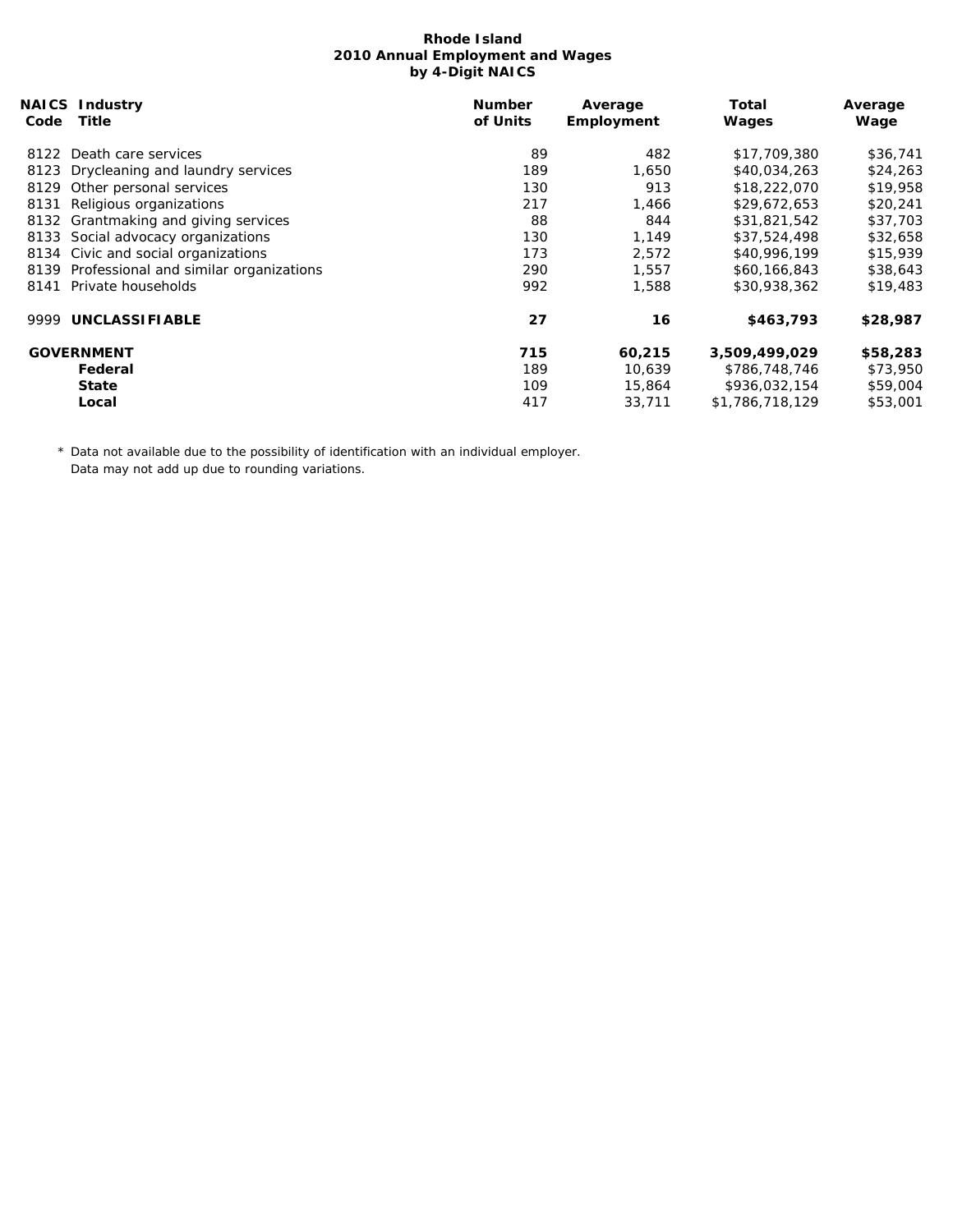**Rhode Island**
**2010 Annual Employment and Wages**
**by 4-Digit NAICS**

| NAICS Code | Industry Title | Number of Units | Average Employment | Total Wages | Average Wage |
|---|---|---|---|---|---|
| 8122 | Death care services | 89 | 482 | $17,709,380 | $36,741 |
| 8123 | Drycleaning and laundry services | 189 | 1,650 | $40,034,263 | $24,263 |
| 8129 | Other personal services | 130 | 913 | $18,222,070 | $19,958 |
| 8131 | Religious organizations | 217 | 1,466 | $29,672,653 | $20,241 |
| 8132 | Grantmaking and giving services | 88 | 844 | $31,821,542 | $37,703 |
| 8133 | Social advocacy organizations | 130 | 1,149 | $37,524,498 | $32,658 |
| 8134 | Civic and social organizations | 173 | 2,572 | $40,996,199 | $15,939 |
| 8139 | Professional and similar organizations | 290 | 1,557 | $60,166,843 | $38,643 |
| 8141 | Private households | 992 | 1,588 | $30,938,362 | $19,483 |
| 9999 | **UNCLASSIFIABLE** | **27** | **16** | **$463,793** | **$28,987** |
| **GOVERNMENT** | | **715** | **60,215** | **3,509,499,029** | **$58,283** |
| | **Federal** | 189 | 10,639 | $786,748,746 | $73,950 |
| | **State** | 109 | 15,864 | $936,032,154 | $59,004 |
| | **Local** | 417 | 33,711 | $1,786,718,129 | $53,001 |

\* Data not available due to the possibility of identification with an individual employer.
Data may not add up due to rounding variations.